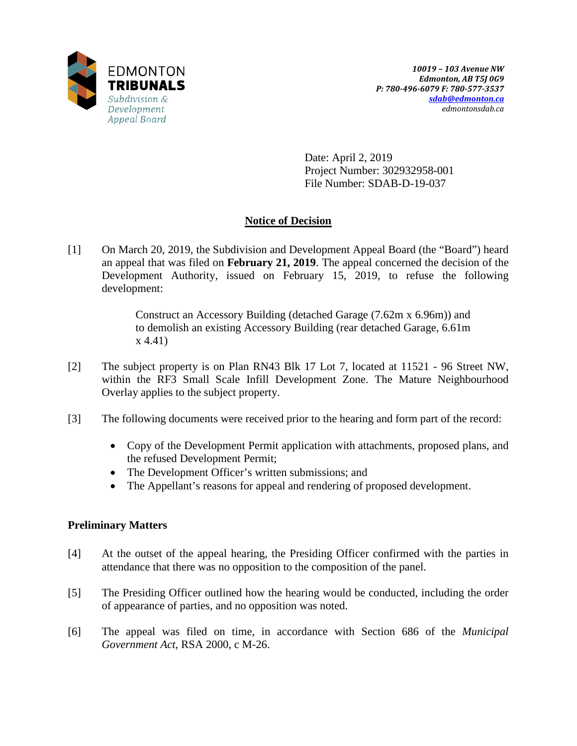EDMONTON
**TRIBUNALS**
*Subdivision & Development Appeal Board*

*10019 – 103 Avenue NW*
*Edmonton, AB T5J 0G9*
*P: 780-496-6079 F: 780-577-3537*
*sdab@edmonton.ca*
*edmontonsdab.ca*

Date: April 2, 2019
Project Number: 302932958-001
File Number: SDAB-D-19-037

## Notice of Decision

[1] On March 20, 2019, the Subdivision and Development Appeal Board (the "Board") heard an appeal that was filed on **February 21, 2019**. The appeal concerned the decision of the Development Authority, issued on February 15, 2019, to refuse the following development:

> Construct an Accessory Building (detached Garage (7.62m x 6.96m)) and to demolish an existing Accessory Building (rear detached Garage, 6.61m x 4.41)

[2] The subject property is on Plan RN43 Blk 17 Lot 7, located at 11521 - 96 Street NW, within the RF3 Small Scale Infill Development Zone. The Mature Neighbourhood Overlay applies to the subject property.

[3] The following documents were received prior to the hearing and form part of the record:

- Copy of the Development Permit application with attachments, proposed plans, and the refused Development Permit;
- The Development Officer's written submissions; and
- The Appellant's reasons for appeal and rendering of proposed development.

### Preliminary Matters

[4] At the outset of the appeal hearing, the Presiding Officer confirmed with the parties in attendance that there was no opposition to the composition of the panel.

[5] The Presiding Officer outlined how the hearing would be conducted, including the order of appearance of parties, and no opposition was noted.

[6] The appeal was filed on time, in accordance with Section 686 of the *Municipal Government Act*, RSA 2000, c M-26.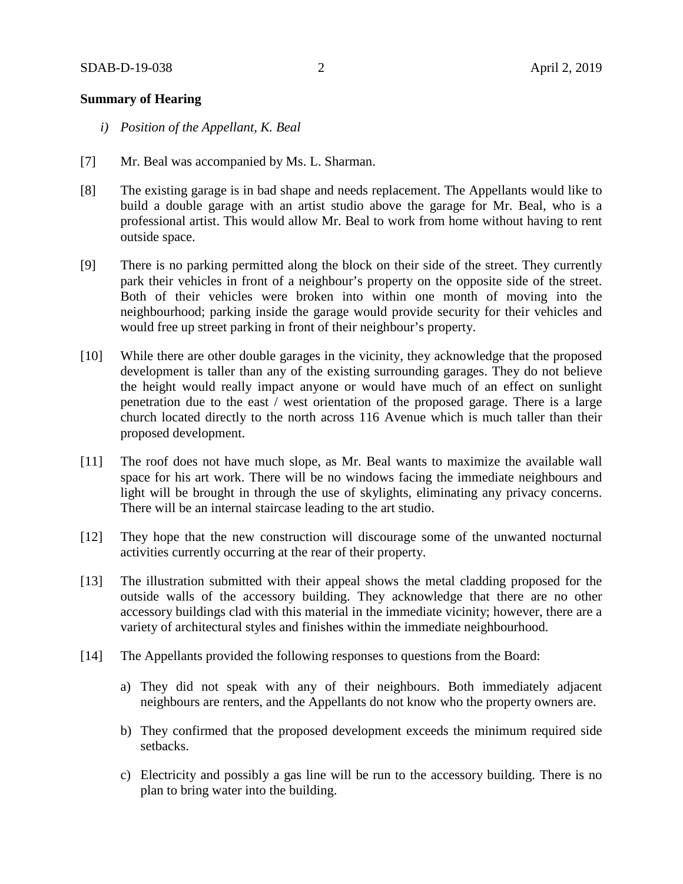**Summary of Hearing**

*i) Position of the Appellant, K. Beal*

[7] Mr. Beal was accompanied by Ms. L. Sharman.

[8] The existing garage is in bad shape and needs replacement. The Appellants would like to build a double garage with an artist studio above the garage for Mr. Beal, who is a professional artist. This would allow Mr. Beal to work from home without having to rent outside space.

[9] There is no parking permitted along the block on their side of the street. They currently park their vehicles in front of a neighbour's property on the opposite side of the street. Both of their vehicles were broken into within one month of moving into the neighbourhood; parking inside the garage would provide security for their vehicles and would free up street parking in front of their neighbour's property.

[10] While there are other double garages in the vicinity, they acknowledge that the proposed development is taller than any of the existing surrounding garages. They do not believe the height would really impact anyone or would have much of an effect on sunlight penetration due to the east / west orientation of the proposed garage. There is a large church located directly to the north across 116 Avenue which is much taller than their proposed development.

[11] The roof does not have much slope, as Mr. Beal wants to maximize the available wall space for his art work. There will be no windows facing the immediate neighbours and light will be brought in through the use of skylights, eliminating any privacy concerns. There will be an internal staircase leading to the art studio.

[12] They hope that the new construction will discourage some of the unwanted nocturnal activities currently occurring at the rear of their property.

[13] The illustration submitted with their appeal shows the metal cladding proposed for the outside walls of the accessory building. They acknowledge that there are no other accessory buildings clad with this material in the immediate vicinity; however, there are a variety of architectural styles and finishes within the immediate neighbourhood.

[14] The Appellants provided the following responses to questions from the Board:

a) They did not speak with any of their neighbours. Both immediately adjacent neighbours are renters, and the Appellants do not know who the property owners are.

b) They confirmed that the proposed development exceeds the minimum required side setbacks.

c) Electricity and possibly a gas line will be run to the accessory building. There is no plan to bring water into the building.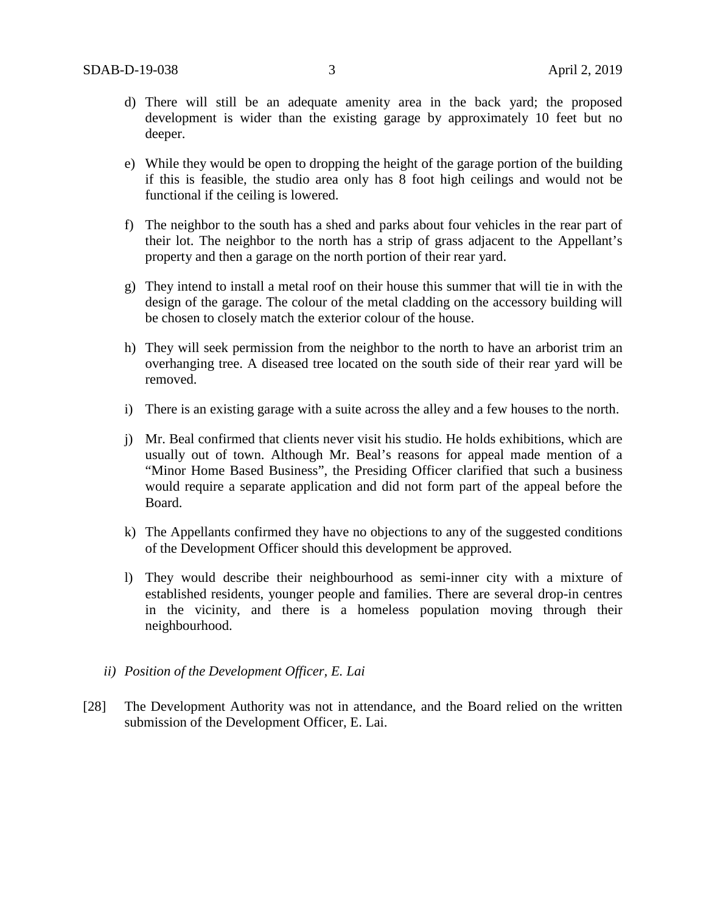d) There will still be an adequate amenity area in the back yard; the proposed development is wider than the existing garage by approximately 10 feet but no deeper.

e) While they would be open to dropping the height of the garage portion of the building if this is feasible, the studio area only has 8 foot high ceilings and would not be functional if the ceiling is lowered.

f) The neighbor to the south has a shed and parks about four vehicles in the rear part of their lot. The neighbor to the north has a strip of grass adjacent to the Appellant's property and then a garage on the north portion of their rear yard.

g) They intend to install a metal roof on their house this summer that will tie in with the design of the garage. The colour of the metal cladding on the accessory building will be chosen to closely match the exterior colour of the house.

h) They will seek permission from the neighbor to the north to have an arborist trim an overhanging tree. A diseased tree located on the south side of their rear yard will be removed.

i) There is an existing garage with a suite across the alley and a few houses to the north.

j) Mr. Beal confirmed that clients never visit his studio. He holds exhibitions, which are usually out of town. Although Mr. Beal's reasons for appeal made mention of a "Minor Home Based Business", the Presiding Officer clarified that such a business would require a separate application and did not form part of the appeal before the Board.

k) The Appellants confirmed they have no objections to any of the suggested conditions of the Development Officer should this development be approved.

l) They would describe their neighbourhood as semi-inner city with a mixture of established residents, younger people and families. There are several drop-in centres in the vicinity, and there is a homeless population moving through their neighbourhood.

*ii) Position of the Development Officer, E. Lai*

[28] The Development Authority was not in attendance, and the Board relied on the written submission of the Development Officer, E. Lai.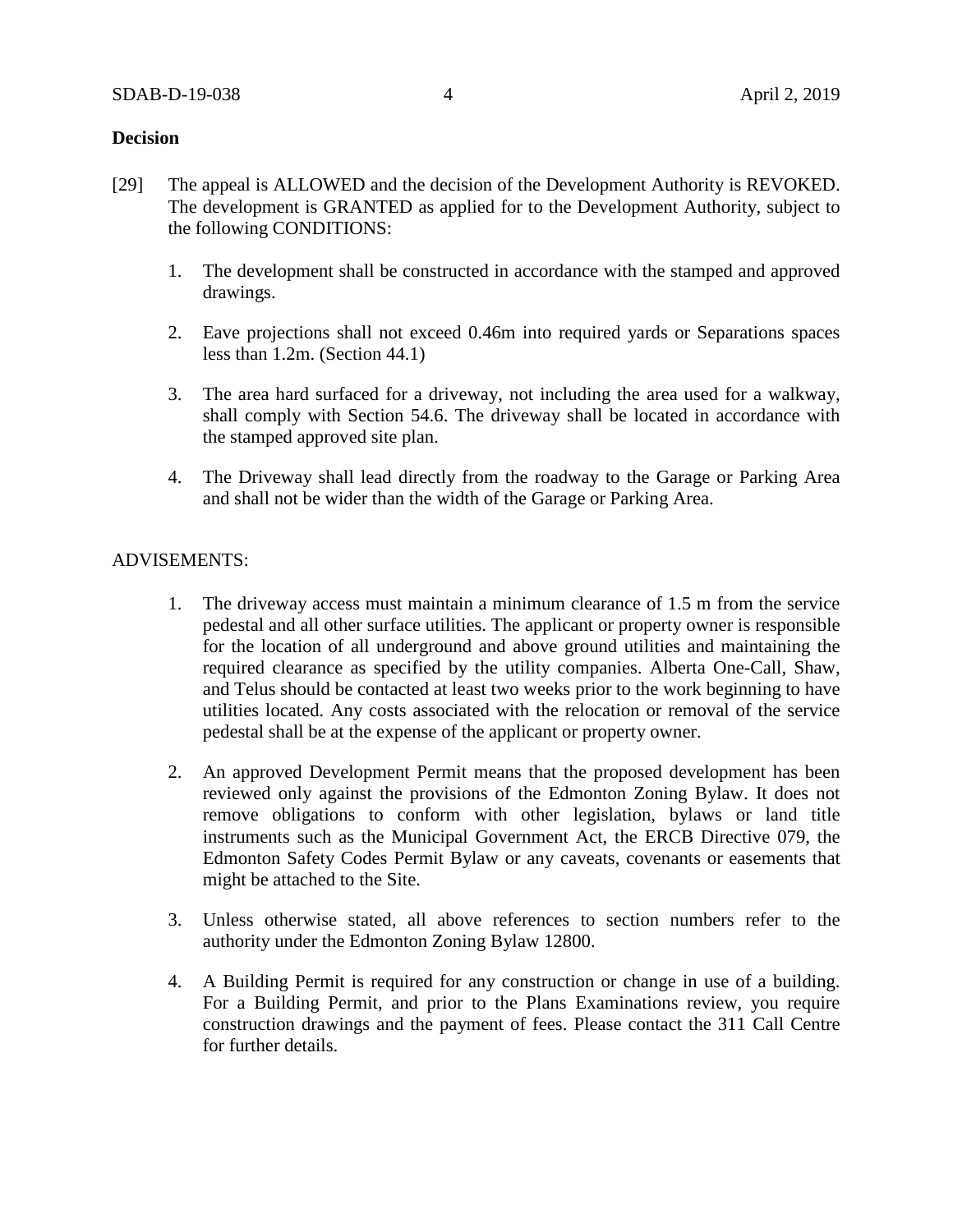**Decision**

[29] The appeal is ALLOWED and the decision of the Development Authority is REVOKED. The development is GRANTED as applied for to the Development Authority, subject to the following CONDITIONS:

1. The development shall be constructed in accordance with the stamped and approved drawings.

2. Eave projections shall not exceed 0.46m into required yards or Separations spaces less than 1.2m. (Section 44.1)

3. The area hard surfaced for a driveway, not including the area used for a walkway, shall comply with Section 54.6. The driveway shall be located in accordance with the stamped approved site plan.

4. The Driveway shall lead directly from the roadway to the Garage or Parking Area and shall not be wider than the width of the Garage or Parking Area.

ADVISEMENTS:

1. The driveway access must maintain a minimum clearance of 1.5 m from the service pedestal and all other surface utilities. The applicant or property owner is responsible for the location of all underground and above ground utilities and maintaining the required clearance as specified by the utility companies. Alberta One-Call, Shaw, and Telus should be contacted at least two weeks prior to the work beginning to have utilities located. Any costs associated with the relocation or removal of the service pedestal shall be at the expense of the applicant or property owner.

2. An approved Development Permit means that the proposed development has been reviewed only against the provisions of the Edmonton Zoning Bylaw. It does not remove obligations to conform with other legislation, bylaws or land title instruments such as the Municipal Government Act, the ERCB Directive 079, the Edmonton Safety Codes Permit Bylaw or any caveats, covenants or easements that might be attached to the Site.

3. Unless otherwise stated, all above references to section numbers refer to the authority under the Edmonton Zoning Bylaw 12800.

4. A Building Permit is required for any construction or change in use of a building. For a Building Permit, and prior to the Plans Examinations review, you require construction drawings and the payment of fees. Please contact the 311 Call Centre for further details.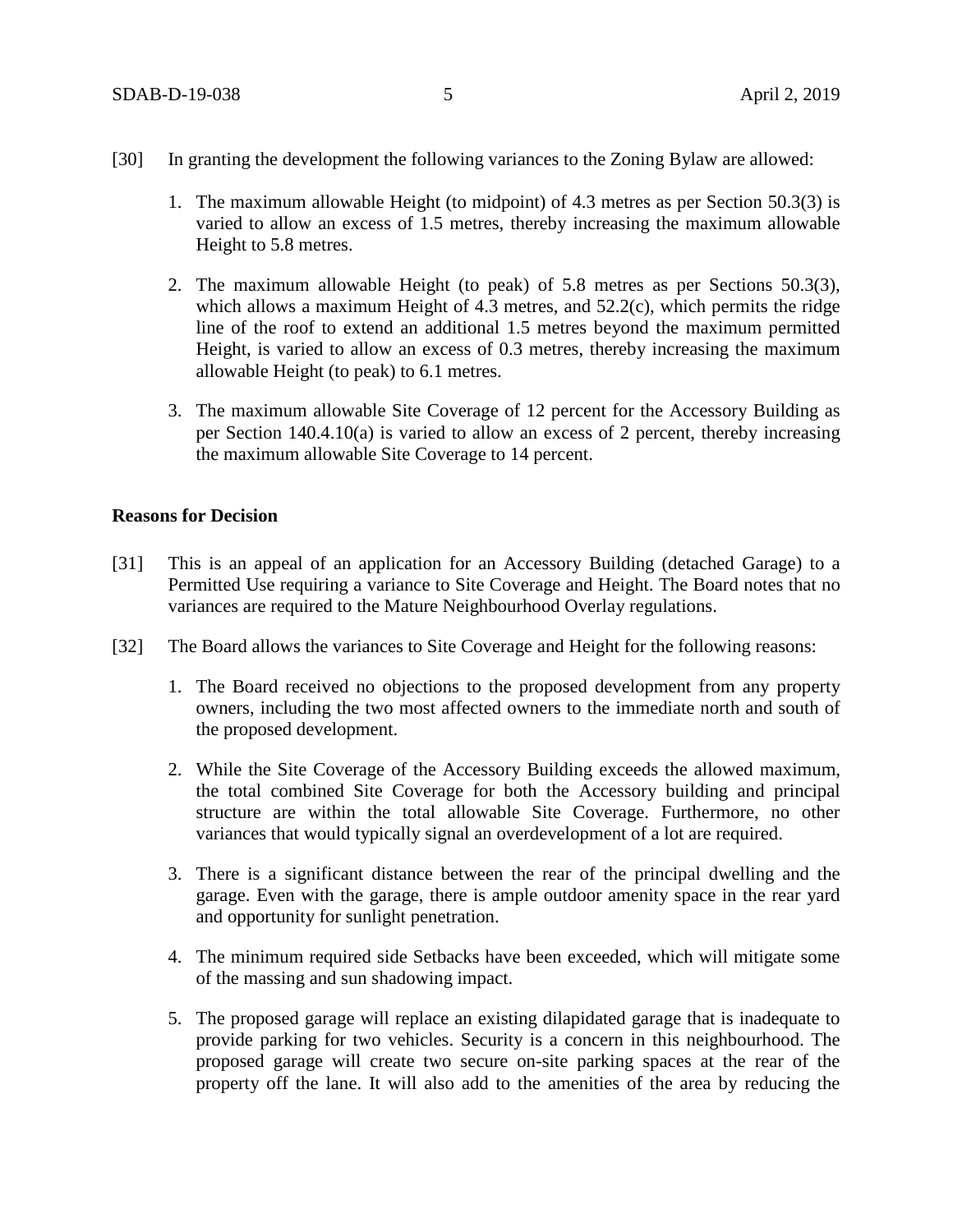[30] In granting the development the following variances to the Zoning Bylaw are allowed:

1. The maximum allowable Height (to midpoint) of 4.3 metres as per Section 50.3(3) is varied to allow an excess of 1.5 metres, thereby increasing the maximum allowable Height to 5.8 metres.

2. The maximum allowable Height (to peak) of 5.8 metres as per Sections 50.3(3), which allows a maximum Height of 4.3 metres, and 52.2(c), which permits the ridge line of the roof to extend an additional 1.5 metres beyond the maximum permitted Height, is varied to allow an excess of 0.3 metres, thereby increasing the maximum allowable Height (to peak) to 6.1 metres.

3. The maximum allowable Site Coverage of 12 percent for the Accessory Building as per Section 140.4.10(a) is varied to allow an excess of 2 percent, thereby increasing the maximum allowable Site Coverage to 14 percent.

**Reasons for Decision**

[31] This is an appeal of an application for an Accessory Building (detached Garage) to a Permitted Use requiring a variance to Site Coverage and Height. The Board notes that no variances are required to the Mature Neighbourhood Overlay regulations.

[32] The Board allows the variances to Site Coverage and Height for the following reasons:

1. The Board received no objections to the proposed development from any property owners, including the two most affected owners to the immediate north and south of the proposed development.

2. While the Site Coverage of the Accessory Building exceeds the allowed maximum, the total combined Site Coverage for both the Accessory building and principal structure are within the total allowable Site Coverage. Furthermore, no other variances that would typically signal an overdevelopment of a lot are required.

3. There is a significant distance between the rear of the principal dwelling and the garage. Even with the garage, there is ample outdoor amenity space in the rear yard and opportunity for sunlight penetration.

4. The minimum required side Setbacks have been exceeded, which will mitigate some of the massing and sun shadowing impact.

5. The proposed garage will replace an existing dilapidated garage that is inadequate to provide parking for two vehicles. Security is a concern in this neighbourhood. The proposed garage will create two secure on-site parking spaces at the rear of the property off the lane. It will also add to the amenities of the area by reducing the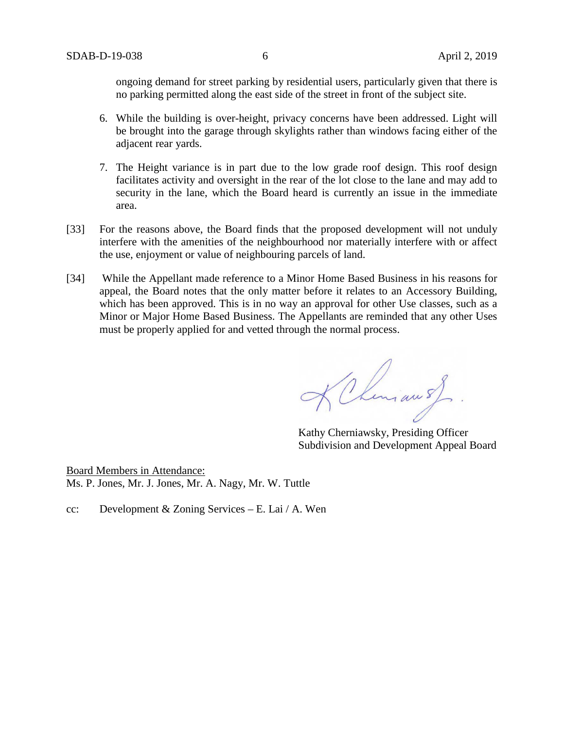ongoing demand for street parking by residential users, particularly given that there is no parking permitted along the east side of the street in front of the subject site.

6. While the building is over-height, privacy concerns have been addressed. Light will be brought into the garage through skylights rather than windows facing either of the adjacent rear yards.

7. The Height variance is in part due to the low grade roof design. This roof design facilitates activity and oversight in the rear of the lot close to the lane and may add to security in the lane, which the Board heard is currently an issue in the immediate area.

[33] For the reasons above, the Board finds that the proposed development will not unduly interfere with the amenities of the neighbourhood nor materially interfere with or affect the use, enjoyment or value of neighbouring parcels of land.

[34] While the Appellant made reference to a Minor Home Based Business in his reasons for appeal, the Board notes that the only matter before it relates to an Accessory Building, which has been approved. This is in no way an approval for other Use classes, such as a Minor or Major Home Based Business. The Appellants are reminded that any other Uses must be properly applied for and vetted through the normal process.

Kathy Cherniawsky, Presiding Officer
Subdivision and Development Appeal Board

<u>Board Members in Attendance:</u>
Ms. P. Jones, Mr. J. Jones, Mr. A. Nagy, Mr. W. Tuttle

cc: Development & Zoning Services – E. Lai / A. Wen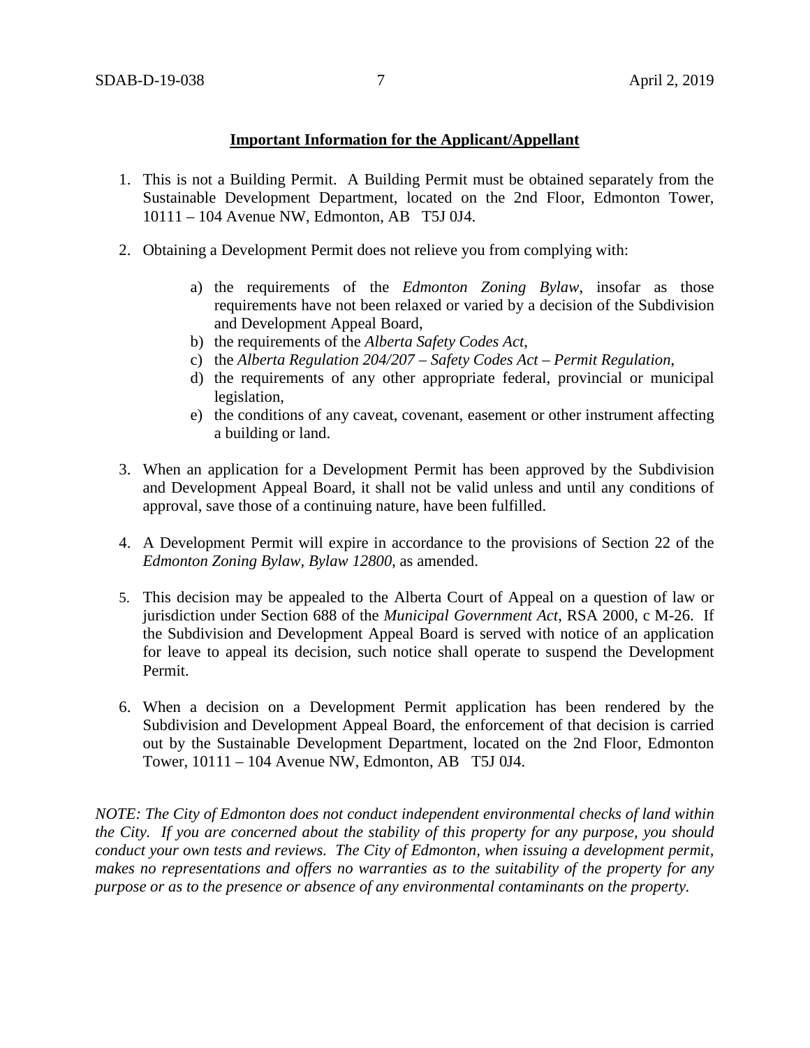**Important Information for the Applicant/Appellant**

1. This is not a Building Permit. A Building Permit must be obtained separately from the Sustainable Development Department, located on the 2nd Floor, Edmonton Tower, 10111 – 104 Avenue NW, Edmonton, AB T5J 0J4.

2. Obtaining a Development Permit does not relieve you from complying with:

    a) the requirements of the *Edmonton Zoning Bylaw*, insofar as those requirements have not been relaxed or varied by a decision of the Subdivision and Development Appeal Board,
    b) the requirements of the *Alberta Safety Codes Act*,
    c) the *Alberta Regulation 204/207 – Safety Codes Act – Permit Regulation*,
    d) the requirements of any other appropriate federal, provincial or municipal legislation,
    e) the conditions of any caveat, covenant, easement or other instrument affecting a building or land.

3. When an application for a Development Permit has been approved by the Subdivision and Development Appeal Board, it shall not be valid unless and until any conditions of approval, save those of a continuing nature, have been fulfilled.

4. A Development Permit will expire in accordance to the provisions of Section 22 of the *Edmonton Zoning Bylaw, Bylaw 12800*, as amended.

5. This decision may be appealed to the Alberta Court of Appeal on a question of law or jurisdiction under Section 688 of the *Municipal Government Act*, RSA 2000, c M-26. If the Subdivision and Development Appeal Board is served with notice of an application for leave to appeal its decision, such notice shall operate to suspend the Development Permit.

6. When a decision on a Development Permit application has been rendered by the Subdivision and Development Appeal Board, the enforcement of that decision is carried out by the Sustainable Development Department, located on the 2nd Floor, Edmonton Tower, 10111 – 104 Avenue NW, Edmonton, AB T5J 0J4.

*NOTE: The City of Edmonton does not conduct independent environmental checks of land within the City. If you are concerned about the stability of this property for any purpose, you should conduct your own tests and reviews. The City of Edmonton, when issuing a development permit, makes no representations and offers no warranties as to the suitability of the property for any purpose or as to the presence or absence of any environmental contaminants on the property.*